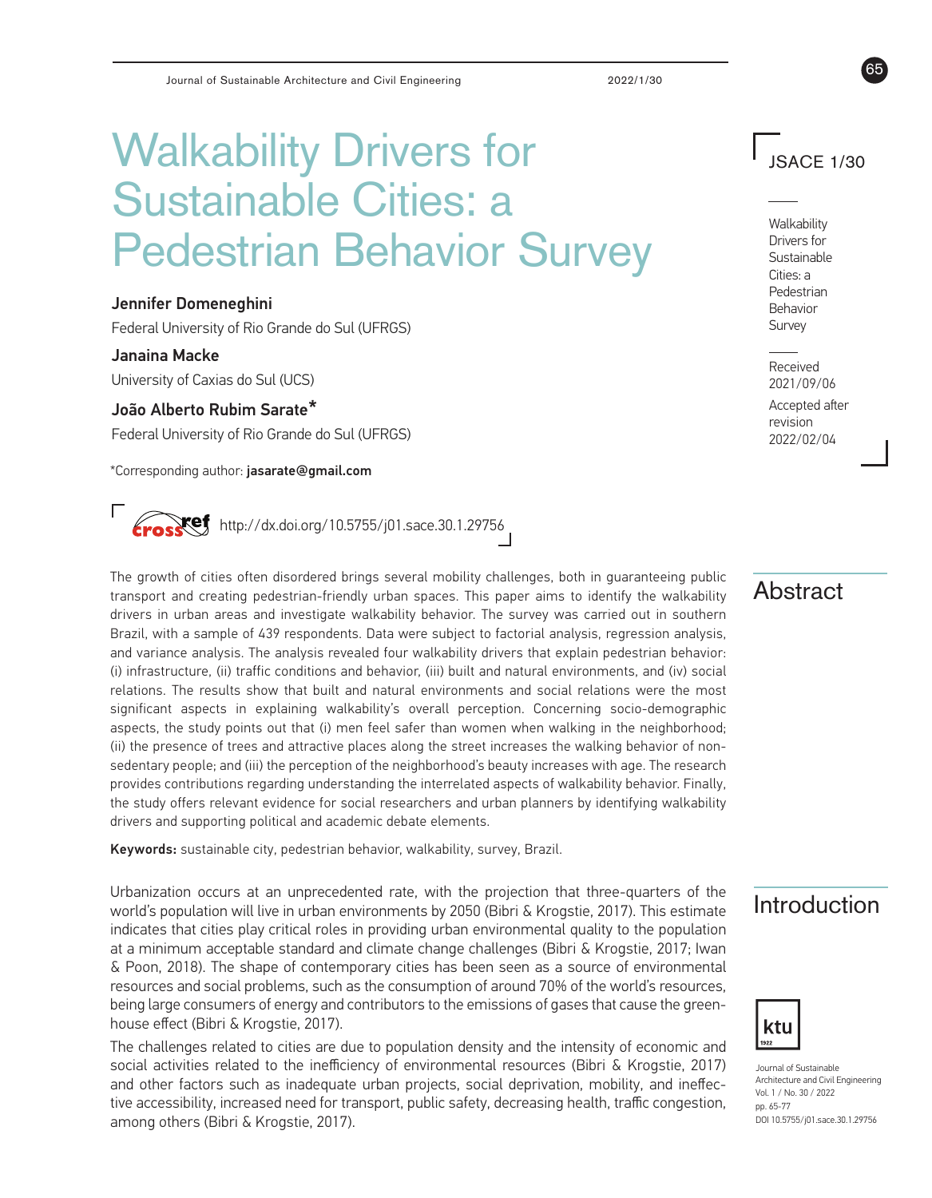# Walkability Drivers for Sustainable Cities: a Pedestrian Behavior Survey

**Jennifer Domeneghini**

Federal University of Rio Grande do Sul (UFRGS)

**Janaina Macke**

University of Caxias do Sul (UCS)

**João Alberto Rubim Sarate***

Federal University of Rio Grande do Sul (UFRGS)

*Corresponding author: **jasarate@gmail.com**

http://dx.doi.org/10.5755/j01.sace.30.1.29756

Received 2021/09/06

Accepted after revision 2022/02/04

## Abstract

The growth of cities often disordered brings several mobility challenges, both in guaranteeing public transport and creating pedestrian-friendly urban spaces. This paper aims to identify the walkability drivers in urban areas and investigate walkability behavior. The survey was carried out in southern Brazil, with a sample of 439 respondents. Data were subject to factorial analysis, regression analysis, and variance analysis. The analysis revealed four walkability drivers that explain pedestrian behavior: (i) infrastructure, (ii) traffic conditions and behavior, (iii) built and natural environments, and (iv) social relations. The results show that built and natural environments and social relations were the most significant aspects in explaining walkability's overall perception. Concerning socio-demographic aspects, the study points out that (i) men feel safer than women when walking in the neighborhood; (ii) the presence of trees and attractive places along the street increases the walking behavior of non-sedentary people; and (iii) the perception of the neighborhood's beauty increases with age. The research provides contributions regarding understanding the interrelated aspects of walkability behavior. Finally, the study offers relevant evidence for social researchers and urban planners by identifying walkability drivers and supporting political and academic debate elements.

**Keywords:** sustainable city, pedestrian behavior, walkability, survey, Brazil.

## Introduction

Urbanization occurs at an unprecedented rate, with the projection that three-quarters of the world's population will live in urban environments by 2050 (Bibri & Krogstie, 2017). This estimate indicates that cities play critical roles in providing urban environmental quality to the population at a minimum acceptable standard and climate change challenges (Bibri & Krogstie, 2017; Iwan & Poon, 2018). The shape of contemporary cities has been seen as a source of environmental resources and social problems, such as the consumption of around 70% of the world's resources, being large consumers of energy and contributors to the emissions of gases that cause the greenhouse effect (Bibri & Krogstie, 2017).

The challenges related to cities are due to population density and the intensity of economic and social activities related to the inefficiency of environmental resources (Bibri & Krogstie, 2017) and other factors such as inadequate urban projects, social deprivation, mobility, and ineffective accessibility, increased need for transport, public safety, decreasing health, traffic congestion, among others (Bibri & Krogstie, 2017).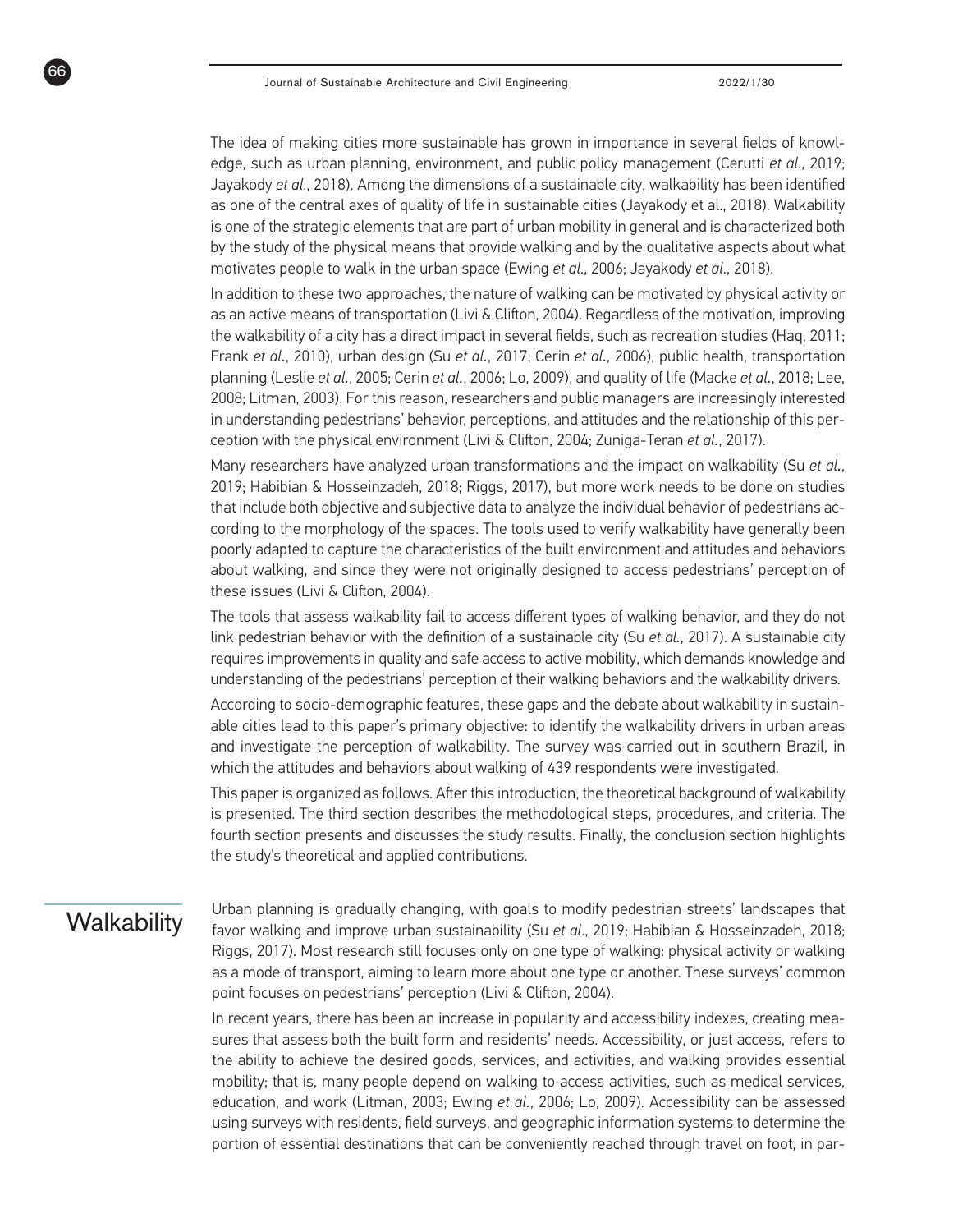The idea of making cities more sustainable has grown in importance in several fields of knowledge, such as urban planning, environment, and public policy management (Cerutti *et al*., 2019; Jayakody *et al*., 2018). Among the dimensions of a sustainable city, walkability has been identified as one of the central axes of quality of life in sustainable cities (Jayakody et al., 2018). Walkability is one of the strategic elements that are part of urban mobility in general and is characterized both by the study of the physical means that provide walking and by the qualitative aspects about what motivates people to walk in the urban space (Ewing *et al*., 2006; Jayakody *et al*., 2018).

In addition to these two approaches, the nature of walking can be motivated by physical activity or as an active means of transportation (Livi & Clifton, 2004). Regardless of the motivation, improving the walkability of a city has a direct impact in several fields, such as recreation studies (Haq, 2011; Frank *et al*., 2010), urban design (Su *et al*., 2017; Cerin *et al*., 2006), public health, transportation planning (Leslie *et al*., 2005; Cerin *et al*., 2006; Lo, 2009), and quality of life (Macke *et al*., 2018; Lee, 2008; Litman, 2003). For this reason, researchers and public managers are increasingly interested in understanding pedestrians' behavior, perceptions, and attitudes and the relationship of this perception with the physical environment (Livi & Clifton, 2004; Zuniga-Teran *et al*., 2017).

Many researchers have analyzed urban transformations and the impact on walkability (Su *et al*., 2019; Habibian & Hosseinzadeh, 2018; Riggs, 2017), but more work needs to be done on studies that include both objective and subjective data to analyze the individual behavior of pedestrians according to the morphology of the spaces. The tools used to verify walkability have generally been poorly adapted to capture the characteristics of the built environment and attitudes and behaviors about walking, and since they were not originally designed to access pedestrians' perception of these issues (Livi & Clifton, 2004).

The tools that assess walkability fail to access different types of walking behavior, and they do not link pedestrian behavior with the definition of a sustainable city (Su *et al*., 2017). A sustainable city requires improvements in quality and safe access to active mobility, which demands knowledge and understanding of the pedestrians' perception of their walking behaviors and the walkability drivers.

According to socio-demographic features, these gaps and the debate about walkability in sustainable cities lead to this paper's primary objective: to identify the walkability drivers in urban areas and investigate the perception of walkability. The survey was carried out in southern Brazil, in which the attitudes and behaviors about walking of 439 respondents were investigated.

This paper is organized as follows. After this introduction, the theoretical background of walkability is presented. The third section describes the methodological steps, procedures, and criteria. The fourth section presents and discusses the study results. Finally, the conclusion section highlights the study's theoretical and applied contributions.

## Walkability

Urban planning is gradually changing, with goals to modify pedestrian streets' landscapes that favor walking and improve urban sustainability (Su *et al*., 2019; Habibian & Hosseinzadeh, 2018; Riggs, 2017). Most research still focuses only on one type of walking: physical activity or walking as a mode of transport, aiming to learn more about one type or another. These surveys' common point focuses on pedestrians' perception (Livi & Clifton, 2004).

In recent years, there has been an increase in popularity and accessibility indexes, creating measures that assess both the built form and residents' needs. Accessibility, or just access, refers to the ability to achieve the desired goods, services, and activities, and walking provides essential mobility; that is, many people depend on walking to access activities, such as medical services, education, and work (Litman, 2003; Ewing *et al*., 2006; Lo, 2009). Accessibility can be assessed using surveys with residents, field surveys, and geographic information systems to determine the portion of essential destinations that can be conveniently reached through travel on foot, in par-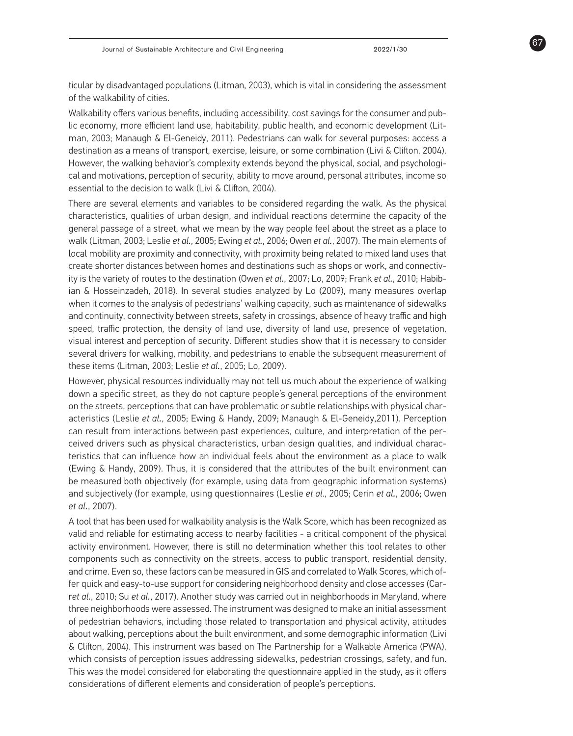ticular by disadvantaged populations (Litman, 2003), which is vital in considering the assessment of the walkability of cities.

Walkability offers various benefits, including accessibility, cost savings for the consumer and public economy, more efficient land use, habitability, public health, and economic development (Litman, 2003; Manaugh & El-Geneidy, 2011). Pedestrians can walk for several purposes: access a destination as a means of transport, exercise, leisure, or some combination (Livi & Clifton, 2004). However, the walking behavior's complexity extends beyond the physical, social, and psychological and motivations, perception of security, ability to move around, personal attributes, income so essential to the decision to walk (Livi & Clifton, 2004).

There are several elements and variables to be considered regarding the walk. As the physical characteristics, qualities of urban design, and individual reactions determine the capacity of the general passage of a street, what we mean by the way people feel about the street as a place to walk (Litman, 2003; Leslie *et al.*, 2005; Ewing *et al.*, 2006; Owen *et al.*, 2007). The main elements of local mobility are proximity and connectivity, with proximity being related to mixed land uses that create shorter distances between homes and destinations such as shops or work, and connectivity is the variety of routes to the destination (Owen *et al.*, 2007; Lo, 2009; Frank *et al.*, 2010; Habibian & Hosseinzadeh, 2018). In several studies analyzed by Lo (2009), many measures overlap when it comes to the analysis of pedestrians' walking capacity, such as maintenance of sidewalks and continuity, connectivity between streets, safety in crossings, absence of heavy traffic and high speed, traffic protection, the density of land use, diversity of land use, presence of vegetation, visual interest and perception of security. Different studies show that it is necessary to consider several drivers for walking, mobility, and pedestrians to enable the subsequent measurement of these items (Litman, 2003; Leslie *et al.*, 2005; Lo, 2009).

However, physical resources individually may not tell us much about the experience of walking down a specific street, as they do not capture people's general perceptions of the environment on the streets, perceptions that can have problematic or subtle relationships with physical characteristics (Leslie *et al.*, 2005; Ewing & Handy, 2009; Manaugh & El-Geneidy,2011). Perception can result from interactions between past experiences, culture, and interpretation of the perceived drivers such as physical characteristics, urban design qualities, and individual characteristics that can influence how an individual feels about the environment as a place to walk (Ewing & Handy, 2009). Thus, it is considered that the attributes of the built environment can be measured both objectively (for example, using data from geographic information systems) and subjectively (for example, using questionnaires (Leslie *et al*., 2005; Cerin *et al.*, 2006; Owen *et al.*, 2007).

A tool that has been used for walkability analysis is the Walk Score, which has been recognized as valid and reliable for estimating access to nearby facilities - a critical component of the physical activity environment. However, there is still no determination whether this tool relates to other components such as connectivity on the streets, access to public transport, residential density, and crime. Even so, these factors can be measured in GIS and correlated to Walk Scores, which offer quick and easy-to-use support for considering neighborhood density and close accesses (Carr*et al.*, 2010; Su *et al.*, 2017). Another study was carried out in neighborhoods in Maryland, where three neighborhoods were assessed. The instrument was designed to make an initial assessment of pedestrian behaviors, including those related to transportation and physical activity, attitudes about walking, perceptions about the built environment, and some demographic information (Livi & Clifton, 2004). This instrument was based on The Partnership for a Walkable America (PWA), which consists of perception issues addressing sidewalks, pedestrian crossings, safety, and fun. This was the model considered for elaborating the questionnaire applied in the study, as it offers considerations of different elements and consideration of people's perceptions.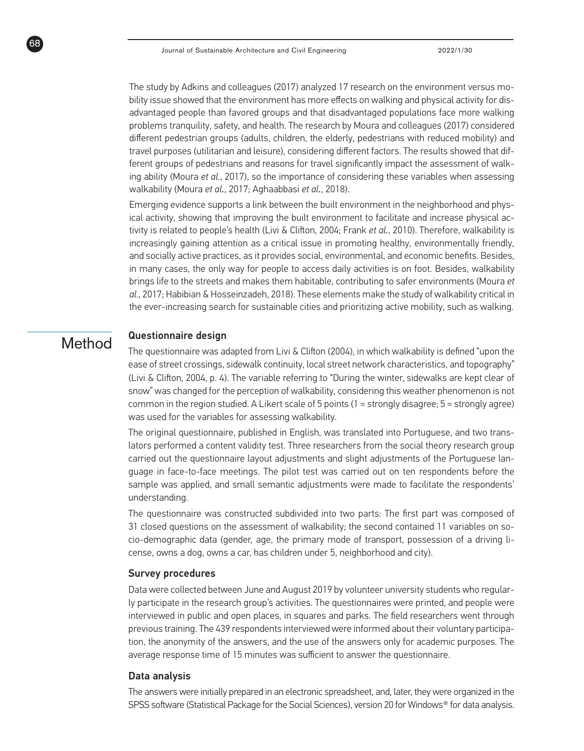The study by Adkins and colleagues (2017) analyzed 17 research on the environment versus mobility issue showed that the environment has more effects on walking and physical activity for disadvantaged people than favored groups and that disadvantaged populations face more walking problems tranquility, safety, and health. The research by Moura and colleagues (2017) considered different pedestrian groups (adults, children, the elderly, pedestrians with reduced mobility) and travel purposes (utilitarian and leisure), considering different factors. The results showed that different groups of pedestrians and reasons for travel significantly impact the assessment of walking ability (Moura *et al.*, 2017), so the importance of considering these variables when assessing walkability (Moura *et al.*, 2017; Aghaabbasi *et al.*, 2018).

Emerging evidence supports a link between the built environment in the neighborhood and physical activity, showing that improving the built environment to facilitate and increase physical activity is related to people's health (Livi & Clifton, 2004; Frank *et al.*, 2010). Therefore, walkability is increasingly gaining attention as a critical issue in promoting healthy, environmentally friendly, and socially active practices, as it provides social, environmental, and economic benefits. Besides, in many cases, the only way for people to access daily activities is on foot. Besides, walkability brings life to the streets and makes them habitable, contributing to safer environments (Moura *et al.*, 2017; Habibian & Hosseinzadeh, 2018). These elements make the study of walkability critical in the ever-increasing search for sustainable cities and prioritizing active mobility, such as walking.

# Method

## Questionnaire design

The questionnaire was adapted from Livi & Clifton (2004), in which walkability is defined "upon the ease of street crossings, sidewalk continuity, local street network characteristics, and topography" (Livi & Clifton, 2004, p. 4). The variable referring to "During the winter, sidewalks are kept clear of snow" was changed for the perception of walkability, considering this weather phenomenon is not common in the region studied. A Likert scale of 5 points (1 = strongly disagree; 5 = strongly agree) was used for the variables for assessing walkability.

The original questionnaire, published in English, was translated into Portuguese, and two translators performed a content validity test. Three researchers from the social theory research group carried out the questionnaire layout adjustments and slight adjustments of the Portuguese language in face-to-face meetings. The pilot test was carried out on ten respondents before the sample was applied, and small semantic adjustments were made to facilitate the respondents' understanding.

The questionnaire was constructed subdivided into two parts: The first part was composed of 31 closed questions on the assessment of walkability; the second contained 11 variables on socio-demographic data (gender, age, the primary mode of transport, possession of a driving license, owns a dog, owns a car, has children under 5, neighborhood and city).

## Survey procedures

Data were collected between June and August 2019 by volunteer university students who regularly participate in the research group's activities. The questionnaires were printed, and people were interviewed in public and open places, in squares and parks. The field researchers went through previous training. The 439 respondents interviewed were informed about their voluntary participation, the anonymity of the answers, and the use of the answers only for academic purposes. The average response time of 15 minutes was sufficient to answer the questionnaire.

## Data analysis

The answers were initially prepared in an electronic spreadsheet, and, later, they were organized in the SPSS software (Statistical Package for the Social Sciences), version 20 for Windows® for data analysis.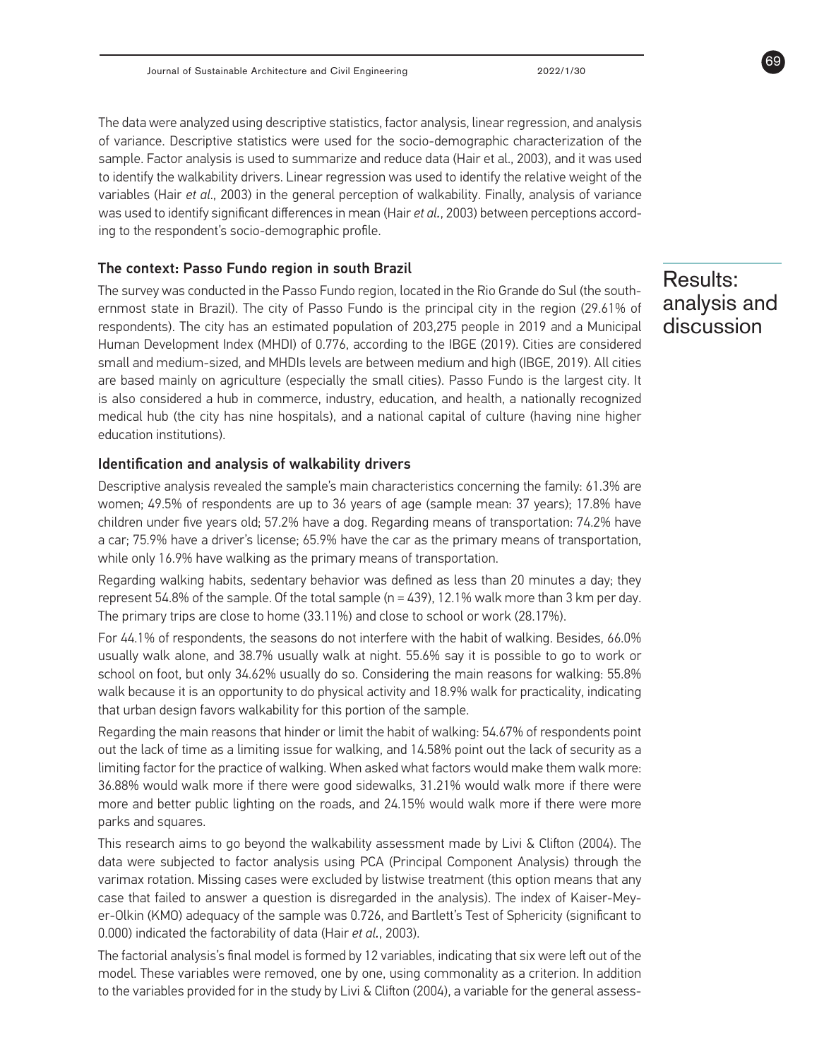The data were analyzed using descriptive statistics, factor analysis, linear regression, and analysis of variance. Descriptive statistics were used for the socio-demographic characterization of the sample. Factor analysis is used to summarize and reduce data (Hair et al., 2003), and it was used to identify the walkability drivers. Linear regression was used to identify the relative weight of the variables (Hair *et al*., 2003) in the general perception of walkability. Finally, analysis of variance was used to identify significant differences in mean (Hair *et al.*, 2003) between perceptions according to the respondent's socio-demographic profile.

### The context: Passo Fundo region in south Brazil

The survey was conducted in the Passo Fundo region, located in the Rio Grande do Sul (the southernmost state in Brazil). The city of Passo Fundo is the principal city in the region (29.61% of respondents). The city has an estimated population of 203,275 people in 2019 and a Municipal Human Development Index (MHDI) of 0.776, according to the IBGE (2019). Cities are considered small and medium-sized, and MHDIs levels are between medium and high (IBGE, 2019). All cities are based mainly on agriculture (especially the small cities). Passo Fundo is the largest city. It is also considered a hub in commerce, industry, education, and health, a nationally recognized medical hub (the city has nine hospitals), and a national capital of culture (having nine higher education institutions).

## Results: analysis and discussion

### Identification and analysis of walkability drivers

Descriptive analysis revealed the sample's main characteristics concerning the family: 61.3% are women; 49.5% of respondents are up to 36 years of age (sample mean: 37 years); 17.8% have children under five years old; 57.2% have a dog. Regarding means of transportation: 74.2% have a car; 75.9% have a driver's license; 65.9% have the car as the primary means of transportation, while only 16.9% have walking as the primary means of transportation.

Regarding walking habits, sedentary behavior was defined as less than 20 minutes a day; they represent 54.8% of the sample. Of the total sample (n = 439), 12.1% walk more than 3 km per day. The primary trips are close to home (33.11%) and close to school or work (28.17%).

For 44.1% of respondents, the seasons do not interfere with the habit of walking. Besides, 66.0% usually walk alone, and 38.7% usually walk at night. 55.6% say it is possible to go to work or school on foot, but only 34.62% usually do so. Considering the main reasons for walking: 55.8% walk because it is an opportunity to do physical activity and 18.9% walk for practicality, indicating that urban design favors walkability for this portion of the sample.

Regarding the main reasons that hinder or limit the habit of walking: 54.67% of respondents point out the lack of time as a limiting issue for walking, and 14.58% point out the lack of security as a limiting factor for the practice of walking. When asked what factors would make them walk more: 36.88% would walk more if there were good sidewalks, 31.21% would walk more if there were more and better public lighting on the roads, and 24.15% would walk more if there were more parks and squares.

This research aims to go beyond the walkability assessment made by Livi & Clifton (2004). The data were subjected to factor analysis using PCA (Principal Component Analysis) through the varimax rotation. Missing cases were excluded by listwise treatment (this option means that any case that failed to answer a question is disregarded in the analysis). The index of Kaiser-Meyer-Olkin (KMO) adequacy of the sample was 0.726, and Bartlett's Test of Sphericity (significant to 0.000) indicated the factorability of data (Hair *et al.*, 2003).

The factorial analysis's final model is formed by 12 variables, indicating that six were left out of the model. These variables were removed, one by one, using commonality as a criterion. In addition to the variables provided for in the study by Livi & Clifton (2004), a variable for the general assess-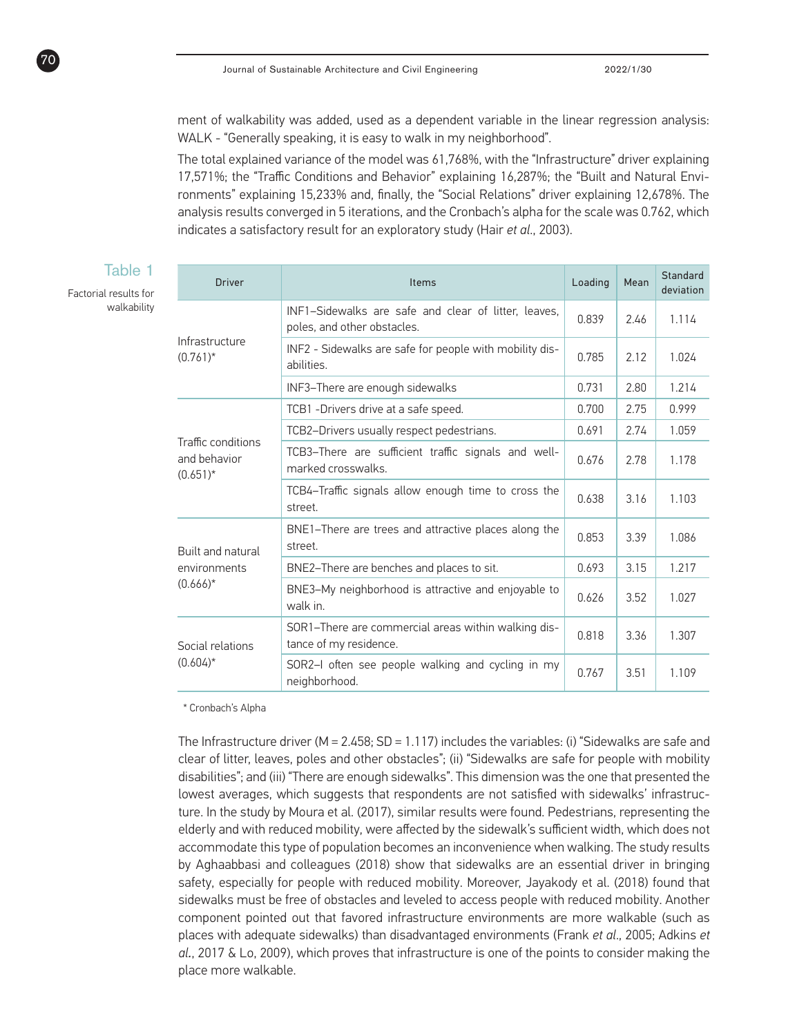ment of walkability was added, used as a dependent variable in the linear regression analysis: WALK - "Generally speaking, it is easy to walk in my neighborhood".

The total explained variance of the model was 61,768%, with the "Infrastructure" driver explaining 17,571%; the "Traffic Conditions and Behavior" explaining 16,287%; the "Built and Natural Environments" explaining 15,233% and, finally, the "Social Relations" driver explaining 12,678%. The analysis results converged in 5 iterations, and the Cronbach's alpha for the scale was 0.762, which indicates a satisfactory result for an exploratory study (Hair *et al.*, 2003).

Table 1

Factorial results for walkability

| Driver | Items | Loading | Mean | Standard deviation |
|---|---|---|---|---|
| Infrastructure (0.761)* | INF1–Sidewalks are safe and clear of litter, leaves, poles, and other obstacles. | 0.839 | 2.46 | 1.114 |
| | INF2 - Sidewalks are safe for people with mobility disabilities. | 0.785 | 2.12 | 1.024 |
| | INF3–There are enough sidewalks | 0.731 | 2.80 | 1.214 |
| Traffic conditions and behavior (0.651)* | TCB1 -Drivers drive at a safe speed. | 0.700 | 2.75 | 0.999 |
| | TCB2–Drivers usually respect pedestrians. | 0.691 | 2.74 | 1.059 |
| | TCB3–There are sufficient traffic signals and well-marked crosswalks. | 0.676 | 2.78 | 1.178 |
| | TCB4–Traffic signals allow enough time to cross the street. | 0.638 | 3.16 | 1.103 |
| Built and natural environments (0.666)* | BNE1–There are trees and attractive places along the street. | 0.853 | 3.39 | 1.086 |
| | BNE2–There are benches and places to sit. | 0.693 | 3.15 | 1.217 |
| | BNE3–My neighborhood is attractive and enjoyable to walk in. | 0.626 | 3.52 | 1.027 |
| Social relations (0.604)* | SOR1–There are commercial areas within walking distance of my residence. | 0.818 | 3.36 | 1.307 |
| | SOR2–I often see people walking and cycling in my neighborhood. | 0.767 | 3.51 | 1.109 |

* Cronbach's Alpha

The Infrastructure driver (M = 2.458; SD = 1.117) includes the variables: (i) "Sidewalks are safe and clear of litter, leaves, poles and other obstacles"; (ii) "Sidewalks are safe for people with mobility disabilities"; and (iii) "There are enough sidewalks". This dimension was the one that presented the lowest averages, which suggests that respondents are not satisfied with sidewalks' infrastructure. In the study by Moura et al. (2017), similar results were found. Pedestrians, representing the elderly and with reduced mobility, were affected by the sidewalk's sufficient width, which does not accommodate this type of population becomes an inconvenience when walking. The study results by Aghaabbasi and colleagues (2018) show that sidewalks are an essential driver in bringing safety, especially for people with reduced mobility. Moreover, Jayakody et al. (2018) found that sidewalks must be free of obstacles and leveled to access people with reduced mobility. Another component pointed out that favored infrastructure environments are more walkable (such as places with adequate sidewalks) than disadvantaged environments (Frank *et al.*, 2005; Adkins *et al.*, 2017 & Lo, 2009), which proves that infrastructure is one of the points to consider making the place more walkable.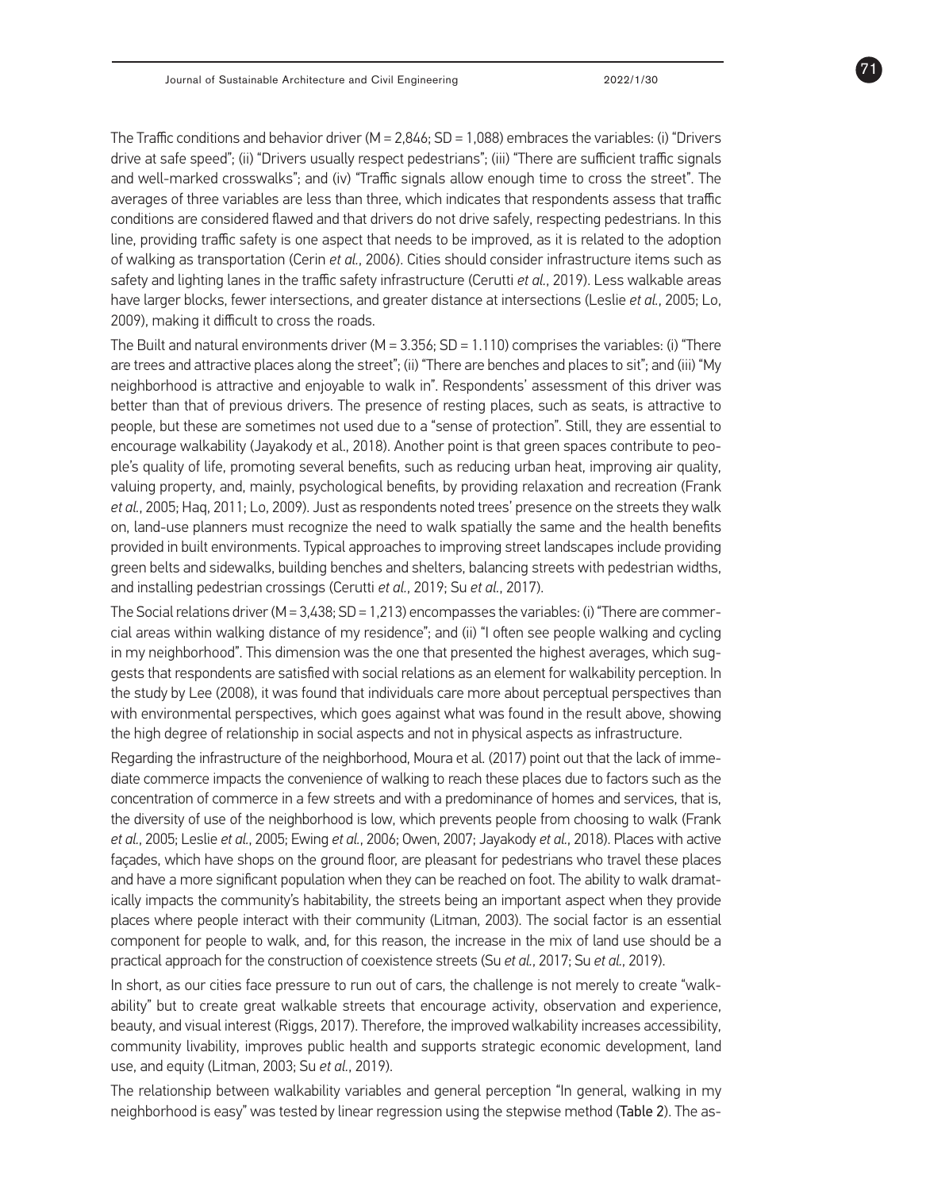The Traffic conditions and behavior driver (M = 2,846; SD = 1,088) embraces the variables: (i) "Drivers drive at safe speed"; (ii) "Drivers usually respect pedestrians"; (iii) "There are sufficient traffic signals and well-marked crosswalks"; and (iv) "Traffic signals allow enough time to cross the street". The averages of three variables are less than three, which indicates that respondents assess that traffic conditions are considered flawed and that drivers do not drive safely, respecting pedestrians. In this line, providing traffic safety is one aspect that needs to be improved, as it is related to the adoption of walking as transportation (Cerin *et al.*, 2006). Cities should consider infrastructure items such as safety and lighting lanes in the traffic safety infrastructure (Cerutti *et al.*, 2019). Less walkable areas have larger blocks, fewer intersections, and greater distance at intersections (Leslie *et al.*, 2005; Lo, 2009), making it difficult to cross the roads.

The Built and natural environments driver (M = 3.356; SD = 1.110) comprises the variables: (i) "There are trees and attractive places along the street"; (ii) "There are benches and places to sit"; and (iii) "My neighborhood is attractive and enjoyable to walk in". Respondents' assessment of this driver was better than that of previous drivers. The presence of resting places, such as seats, is attractive to people, but these are sometimes not used due to a "sense of protection". Still, they are essential to encourage walkability (Jayakody et al., 2018). Another point is that green spaces contribute to people's quality of life, promoting several benefits, such as reducing urban heat, improving air quality, valuing property, and, mainly, psychological benefits, by providing relaxation and recreation (Frank *et al.*, 2005; Haq, 2011; Lo, 2009). Just as respondents noted trees' presence on the streets they walk on, land-use planners must recognize the need to walk spatially the same and the health benefits provided in built environments. Typical approaches to improving street landscapes include providing green belts and sidewalks, building benches and shelters, balancing streets with pedestrian widths, and installing pedestrian crossings (Cerutti *et al.*, 2019; Su *et al.*, 2017).

The Social relations driver (M = 3,438; SD = 1,213) encompasses the variables: (i) "There are commercial areas within walking distance of my residence"; and (ii) "I often see people walking and cycling in my neighborhood". This dimension was the one that presented the highest averages, which suggests that respondents are satisfied with social relations as an element for walkability perception. In the study by Lee (2008), it was found that individuals care more about perceptual perspectives than with environmental perspectives, which goes against what was found in the result above, showing the high degree of relationship in social aspects and not in physical aspects as infrastructure.

Regarding the infrastructure of the neighborhood, Moura et al. (2017) point out that the lack of immediate commerce impacts the convenience of walking to reach these places due to factors such as the concentration of commerce in a few streets and with a predominance of homes and services, that is, the diversity of use of the neighborhood is low, which prevents people from choosing to walk (Frank *et al.*, 2005; Leslie *et al.*, 2005; Ewing *et al.*, 2006; Owen, 2007; Jayakody *et al.*, 2018). Places with active façades, which have shops on the ground floor, are pleasant for pedestrians who travel these places and have a more significant population when they can be reached on foot. The ability to walk dramatically impacts the community's habitability, the streets being an important aspect when they provide places where people interact with their community (Litman, 2003). The social factor is an essential component for people to walk, and, for this reason, the increase in the mix of land use should be a practical approach for the construction of coexistence streets (Su *et al.*, 2017; Su *et al.*, 2019).

In short, as our cities face pressure to run out of cars, the challenge is not merely to create "walkability" but to create great walkable streets that encourage activity, observation and experience, beauty, and visual interest (Riggs, 2017). Therefore, the improved walkability increases accessibility, community livability, improves public health and supports strategic economic development, land use, and equity (Litman, 2003; Su *et al.*, 2019).

The relationship between walkability variables and general perception "In general, walking in my neighborhood is easy" was tested by linear regression using the stepwise method (Table 2). The as-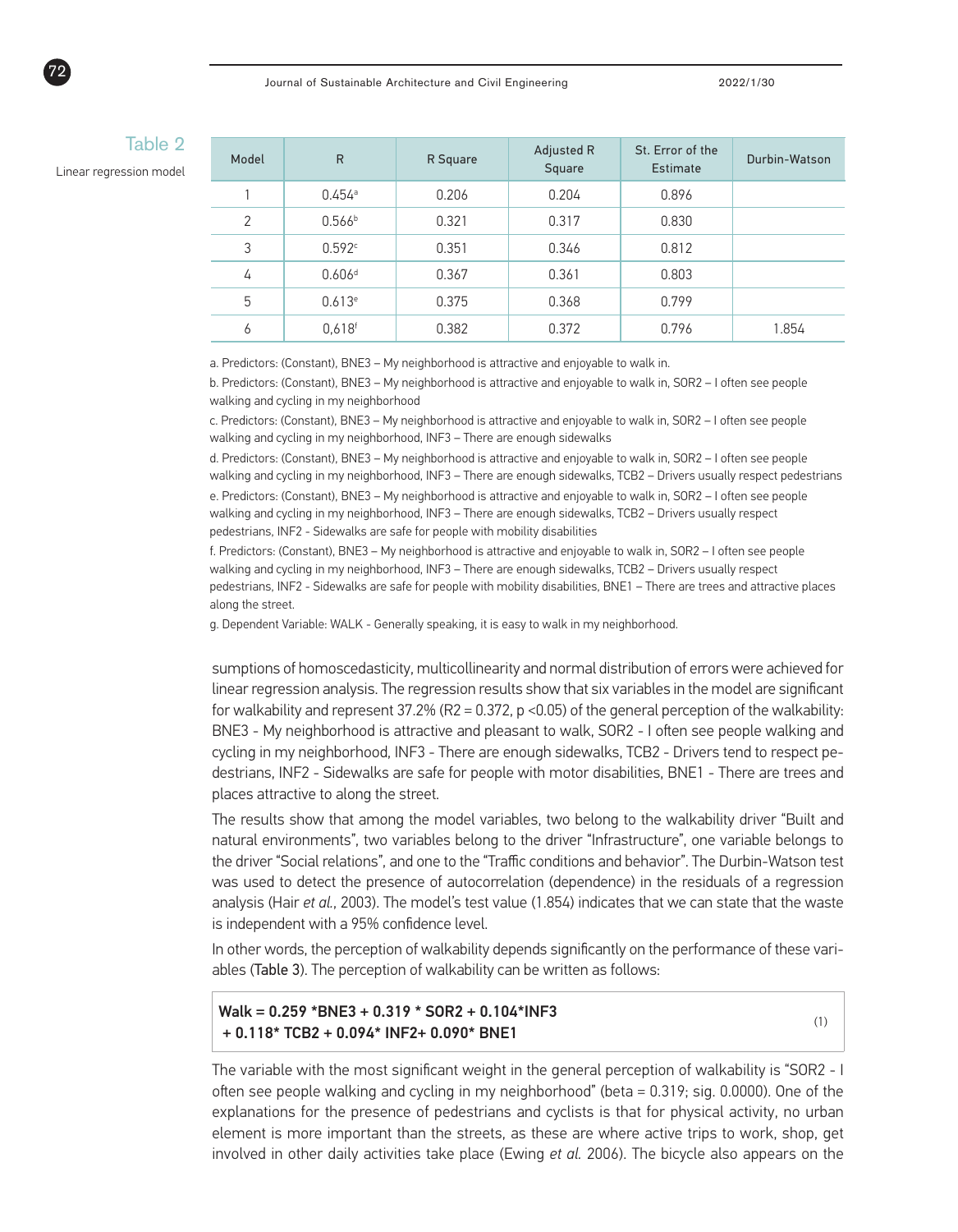Table 2

Linear regression model

| Model | R | R Square | Adjusted R Square | St. Error of the Estimate | Durbin-Watson |
|---|---|---|---|---|---|
| 1 | 0.454[a] | 0.206 | 0.204 | 0.896 | |
| 2 | 0.566[b] | 0.321 | 0.317 | 0.830 | |
| 3 | 0.592[c] | 0.351 | 0.346 | 0.812 | |
| 4 | 0.606[d] | 0.367 | 0.361 | 0.803 | |
| 5 | 0.613[e] | 0.375 | 0.368 | 0.799 | |
| 6 | 0,618[f] | 0.382 | 0.372 | 0.796 | 1.854 |

a. Predictors: (Constant), BNE3 – My neighborhood is attractive and enjoyable to walk in.

b. Predictors: (Constant), BNE3 – My neighborhood is attractive and enjoyable to walk in, SOR2 – I often see people walking and cycling in my neighborhood

c. Predictors: (Constant), BNE3 – My neighborhood is attractive and enjoyable to walk in, SOR2 – I often see people walking and cycling in my neighborhood, INF3 – There are enough sidewalks

d. Predictors: (Constant), BNE3 – My neighborhood is attractive and enjoyable to walk in, SOR2 – I often see people walking and cycling in my neighborhood, INF3 – There are enough sidewalks, TCB2 – Drivers usually respect pedestrians

e. Predictors: (Constant), BNE3 – My neighborhood is attractive and enjoyable to walk in, SOR2 – I often see people walking and cycling in my neighborhood, INF3 – There are enough sidewalks, TCB2 – Drivers usually respect pedestrians, INF2 - Sidewalks are safe for people with mobility disabilities

f. Predictors: (Constant), BNE3 – My neighborhood is attractive and enjoyable to walk in, SOR2 – I often see people walking and cycling in my neighborhood, INF3 – There are enough sidewalks, TCB2 – Drivers usually respect pedestrians, INF2 - Sidewalks are safe for people with mobility disabilities, BNE1 – There are trees and attractive places along the street.

g. Dependent Variable: WALK - Generally speaking, it is easy to walk in my neighborhood.

sumptions of homoscedasticity, multicollinearity and normal distribution of errors were achieved for linear regression analysis. The regression results show that six variables in the model are significant for walkability and represent 37.2% ($R2 = 0.372$, $p < 0.05$) of the general perception of the walkability: BNE3 - My neighborhood is attractive and pleasant to walk, SOR2 - I often see people walking and cycling in my neighborhood, INF3 - There are enough sidewalks, TCB2 - Drivers tend to respect pedestrians, INF2 - Sidewalks are safe for people with motor disabilities, BNE1 - There are trees and places attractive to along the street.

The results show that among the model variables, two belong to the walkability driver "Built and natural environments", two variables belong to the driver "Infrastructure", one variable belongs to the driver "Social relations", and one to the "Traffic conditions and behavior". The Durbin-Watson test was used to detect the presence of autocorrelation (dependence) in the residuals of a regression analysis (Hair *et al.*, 2003). The model's test value (1.854) indicates that we can state that the waste is independent with a 95% confidence level.

In other words, the perception of walkability depends significantly on the performance of these variables (Table 3). The perception of walkability can be written as follows:

$$\text{Walk} = 0.259 * \text{BNE3} + 0.319 * \text{SOR2} + 0.104 * \text{INF3} + 0.118 * \text{TCB2} + 0.094 * \text{INF2} + 0.090 * \text{BNE1} \quad (1)$$

The variable with the most significant weight in the general perception of walkability is "SOR2 - I often see people walking and cycling in my neighborhood" (beta = 0.319; sig. 0.0000). One of the explanations for the presence of pedestrians and cyclists is that for physical activity, no urban element is more important than the streets, as these are where active trips to work, shop, get involved in other daily activities take place (Ewing *et al.* 2006). The bicycle also appears on the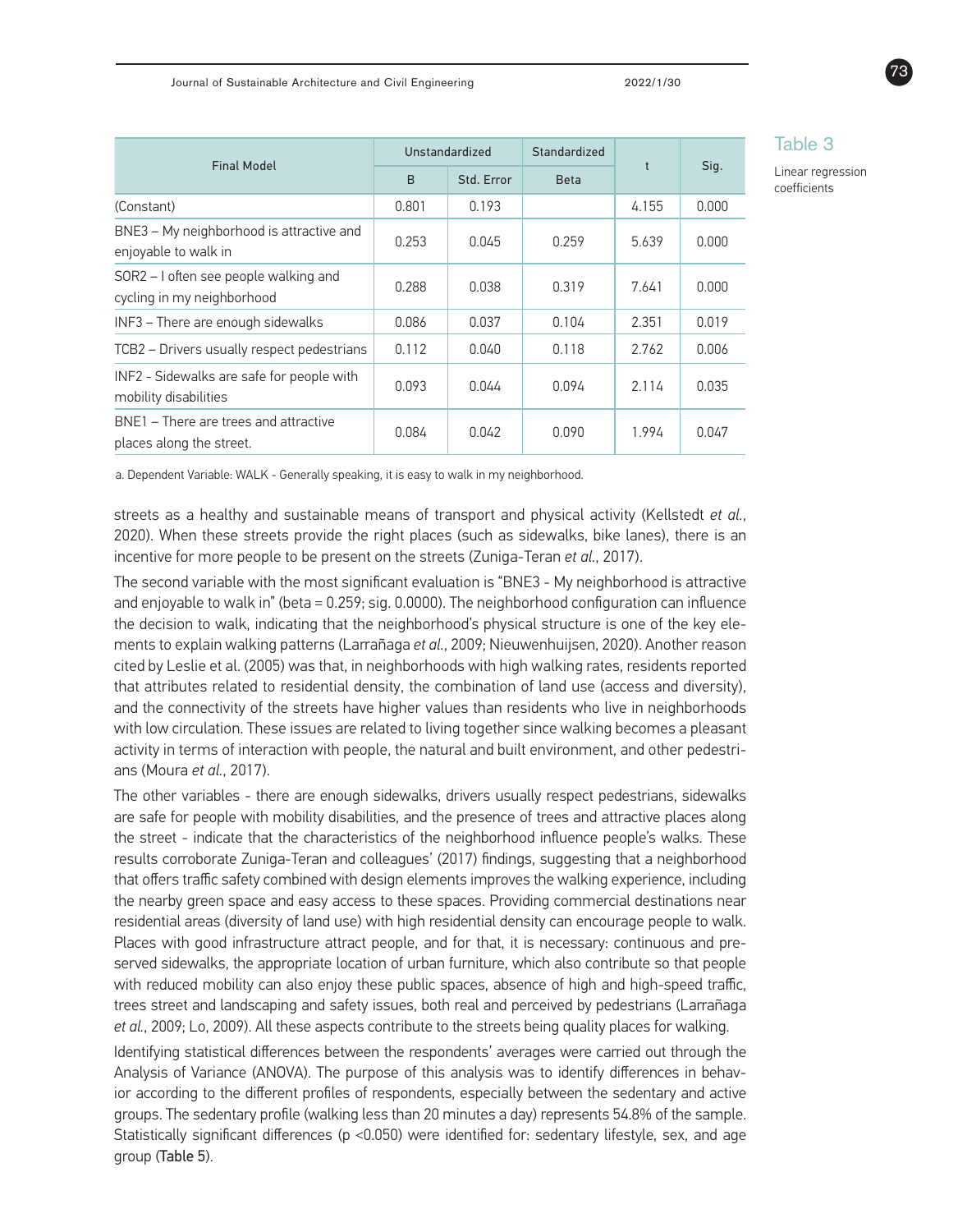Table 3

Linear regression coefficients

| Final Model | Unstandardized | | Standardized | t | Sig. |
|---|---|---|---|---|---|
| | B | Std. Error | Beta | | |
| (Constant) | 0.801 | 0.193 | | 4.155 | 0.000 |
| BNE3 – My neighborhood is attractive and enjoyable to walk in | 0.253 | 0.045 | 0.259 | 5.639 | 0.000 |
| SOR2 – I often see people walking and cycling in my neighborhood | 0.288 | 0.038 | 0.319 | 7.641 | 0.000 |
| INF3 – There are enough sidewalks | 0.086 | 0.037 | 0.104 | 2.351 | 0.019 |
| TCB2 – Drivers usually respect pedestrians | 0.112 | 0.040 | 0.118 | 2.762 | 0.006 |
| INF2 - Sidewalks are safe for people with mobility disabilities | 0.093 | 0.044 | 0.094 | 2.114 | 0.035 |
| BNE1 – There are trees and attractive places along the street. | 0.084 | 0.042 | 0.090 | 1.994 | 0.047 |

a. Dependent Variable: WALK - Generally speaking, it is easy to walk in my neighborhood.

streets as a healthy and sustainable means of transport and physical activity (Kellstedt *et al.*, 2020). When these streets provide the right places (such as sidewalks, bike lanes), there is an incentive for more people to be present on the streets (Zuniga-Teran *et al.*, 2017).

The second variable with the most significant evaluation is "BNE3 - My neighborhood is attractive and enjoyable to walk in" (beta = 0.259; sig. 0.0000). The neighborhood configuration can influence the decision to walk, indicating that the neighborhood's physical structure is one of the key elements to explain walking patterns (Larrañaga *et al.*, 2009; Nieuwenhuijsen, 2020). Another reason cited by Leslie et al. (2005) was that, in neighborhoods with high walking rates, residents reported that attributes related to residential density, the combination of land use (access and diversity), and the connectivity of the streets have higher values than residents who live in neighborhoods with low circulation. These issues are related to living together since walking becomes a pleasant activity in terms of interaction with people, the natural and built environment, and other pedestrians (Moura *et al.*, 2017).

The other variables - there are enough sidewalks, drivers usually respect pedestrians, sidewalks are safe for people with mobility disabilities, and the presence of trees and attractive places along the street - indicate that the characteristics of the neighborhood influence people's walks. These results corroborate Zuniga-Teran and colleagues' (2017) findings, suggesting that a neighborhood that offers traffic safety combined with design elements improves the walking experience, including the nearby green space and easy access to these spaces. Providing commercial destinations near residential areas (diversity of land use) with high residential density can encourage people to walk. Places with good infrastructure attract people, and for that, it is necessary: continuous and preserved sidewalks, the appropriate location of urban furniture, which also contribute so that people with reduced mobility can also enjoy these public spaces, absence of high and high-speed traffic, trees street and landscaping and safety issues, both real and perceived by pedestrians (Larrañaga *et al.*, 2009; Lo, 2009). All these aspects contribute to the streets being quality places for walking.

Identifying statistical differences between the respondents' averages were carried out through the Analysis of Variance (ANOVA). The purpose of this analysis was to identify differences in behavior according to the different profiles of respondents, especially between the sedentary and active groups. The sedentary profile (walking less than 20 minutes a day) represents 54.8% of the sample. Statistically significant differences ($p < 0.050$) were identified for: sedentary lifestyle, sex, and age group (Table 5).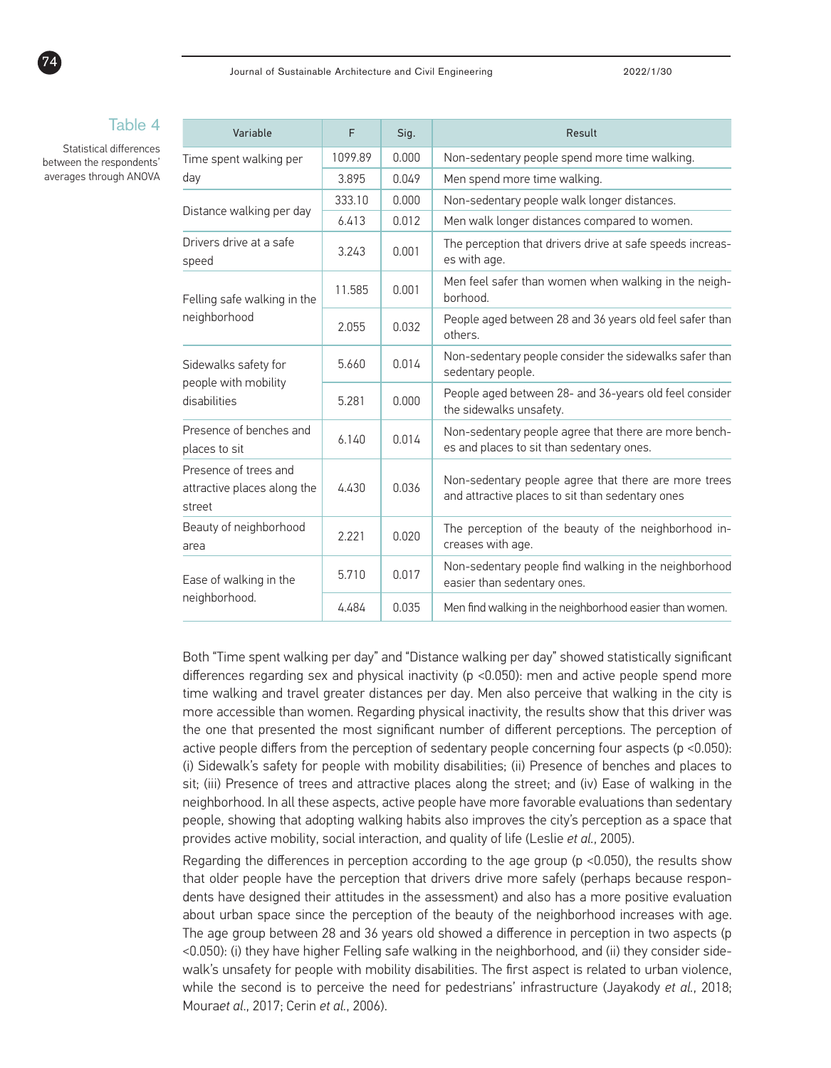Table 4

Statistical differences between the respondents' averages through ANOVA

| Variable | F | Sig. | Result |
|---|---|---|---|
| Time spent walking per day | 1099.89 | 0.000 | Non-sedentary people spend more time walking. |
| | 3.895 | 0.049 | Men spend more time walking. |
| Distance walking per day | 333.10 | 0.000 | Non-sedentary people walk longer distances. |
| | 6.413 | 0.012 | Men walk longer distances compared to women. |
| Drivers drive at a safe speed | 3.243 | 0.001 | The perception that drivers drive at safe speeds increases with age. |
| Felling safe walking in the neighborhood | 11.585 | 0.001 | Men feel safer than women when walking in the neighborhood. |
| | 2.055 | 0.032 | People aged between 28 and 36 years old feel safer than others. |
| Sidewalks safety for people with mobility disabilities | 5.660 | 0.014 | Non-sedentary people consider the sidewalks safer than sedentary people. |
| | 5.281 | 0.000 | People aged between 28- and 36-years old feel consider the sidewalks unsafety. |
| Presence of benches and places to sit | 6.140 | 0.014 | Non-sedentary people agree that there are more benches and places to sit than sedentary ones. |
| Presence of trees and attractive places along the street | 4.430 | 0.036 | Non-sedentary people agree that there are more trees and attractive places to sit than sedentary ones |
| Beauty of neighborhood area | 2.221 | 0.020 | The perception of the beauty of the neighborhood increases with age. |
| Ease of walking in the neighborhood. | 5.710 | 0.017 | Non-sedentary people find walking in the neighborhood easier than sedentary ones. |
| | 4.484 | 0.035 | Men find walking in the neighborhood easier than women. |

Both "Time spent walking per day" and "Distance walking per day" showed statistically significant differences regarding sex and physical inactivity ($p < 0.050$): men and active people spend more time walking and travel greater distances per day. Men also perceive that walking in the city is more accessible than women. Regarding physical inactivity, the results show that this driver was the one that presented the most significant number of different perceptions. The perception of active people differs from the perception of sedentary people concerning four aspects ($p < 0.050$): (i) Sidewalk's safety for people with mobility disabilities; (ii) Presence of benches and places to sit; (iii) Presence of trees and attractive places along the street; and (iv) Ease of walking in the neighborhood. In all these aspects, active people have more favorable evaluations than sedentary people, showing that adopting walking habits also improves the city's perception as a space that provides active mobility, social interaction, and quality of life (Leslie *et al.*, 2005).

Regarding the differences in perception according to the age group ($p < 0.050$), the results show that older people have the perception that drivers drive more safely (perhaps because respondents have designed their attitudes in the assessment) and also has a more positive evaluation about urban space since the perception of the beauty of the neighborhood increases with age. The age group between 28 and 36 years old showed a difference in perception in two aspects ($p < 0.050$): (i) they have higher Felling safe walking in the neighborhood, and (ii) they consider sidewalk's unsafety for people with mobility disabilities. The first aspect is related to urban violence, while the second is to perceive the need for pedestrians' infrastructure (Jayakody *et al.*, 2018; Moura*et al.*, 2017; Cerin *et al.*, 2006).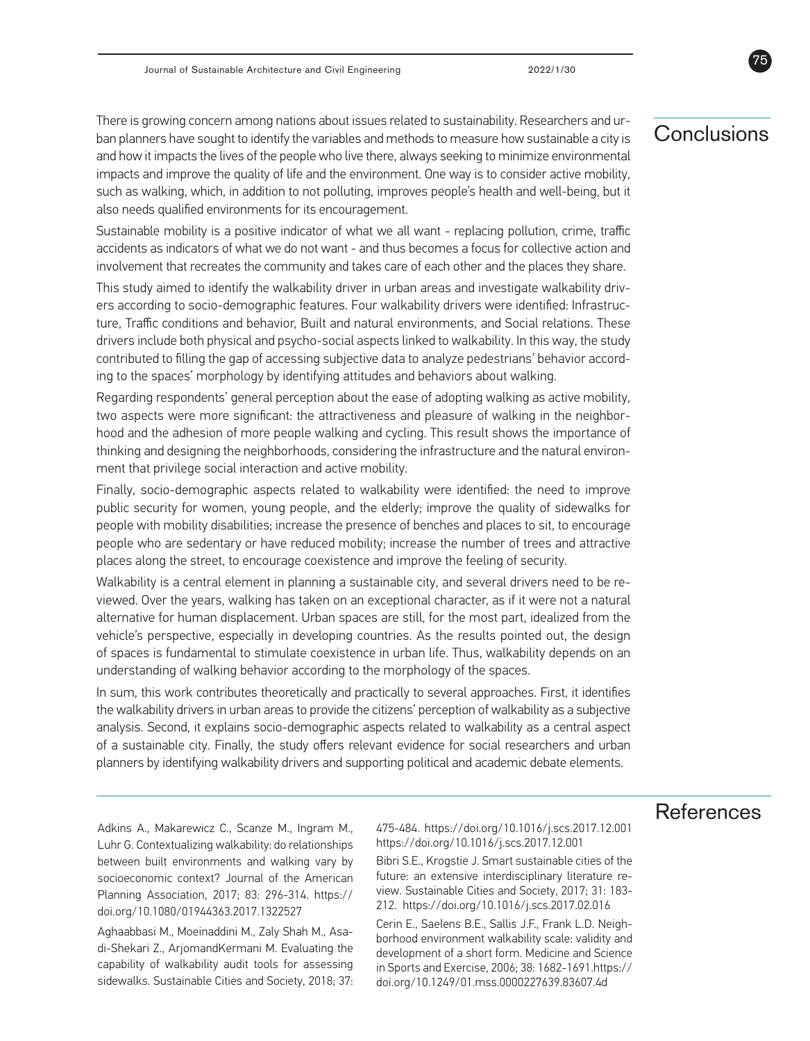## Conclusions

There is growing concern among nations about issues related to sustainability. Researchers and urban planners have sought to identify the variables and methods to measure how sustainable a city is and how it impacts the lives of the people who live there, always seeking to minimize environmental impacts and improve the quality of life and the environment. One way is to consider active mobility, such as walking, which, in addition to not polluting, improves people's health and well-being, but it also needs qualified environments for its encouragement.

Sustainable mobility is a positive indicator of what we all want - replacing pollution, crime, traffic accidents as indicators of what we do not want - and thus becomes a focus for collective action and involvement that recreates the community and takes care of each other and the places they share.

This study aimed to identify the walkability driver in urban areas and investigate walkability drivers according to socio-demographic features. Four walkability drivers were identified: Infrastructure, Traffic conditions and behavior, Built and natural environments, and Social relations. These drivers include both physical and psycho-social aspects linked to walkability. In this way, the study contributed to filling the gap of accessing subjective data to analyze pedestrians' behavior according to the spaces' morphology by identifying attitudes and behaviors about walking.

Regarding respondents' general perception about the ease of adopting walking as active mobility, two aspects were more significant: the attractiveness and pleasure of walking in the neighborhood and the adhesion of more people walking and cycling. This result shows the importance of thinking and designing the neighborhoods, considering the infrastructure and the natural environment that privilege social interaction and active mobility.

Finally, socio-demographic aspects related to walkability were identified: the need to improve public security for women, young people, and the elderly; improve the quality of sidewalks for people with mobility disabilities; increase the presence of benches and places to sit, to encourage people who are sedentary or have reduced mobility; increase the number of trees and attractive places along the street, to encourage coexistence and improve the feeling of security.

Walkability is a central element in planning a sustainable city, and several drivers need to be reviewed. Over the years, walking has taken on an exceptional character, as if it were not a natural alternative for human displacement. Urban spaces are still, for the most part, idealized from the vehicle's perspective, especially in developing countries. As the results pointed out, the design of spaces is fundamental to stimulate coexistence in urban life. Thus, walkability depends on an understanding of walking behavior according to the morphology of the spaces.

In sum, this work contributes theoretically and practically to several approaches. First, it identifies the walkability drivers in urban areas to provide the citizens' perception of walkability as a subjective analysis. Second, it explains socio-demographic aspects related to walkability as a central aspect of a sustainable city. Finally, the study offers relevant evidence for social researchers and urban planners by identifying walkability drivers and supporting political and academic debate elements.

## References

Adkins A., Makarewicz C., Scanze M., Ingram M., Luhr G. Contextualizing walkability: do relationships between built environments and walking vary by socioeconomic context? Journal of the American Planning Association, 2017; 83: 296-314. https://doi.org/10.1080/01944363.2017.1322527

Aghaabbasi M., Moeinaddini M., Zaly Shah M., Asadi-Shekari Z., ArjomandKermani M. Evaluating the capability of walkability audit tools for assessing sidewalks. Sustainable Cities and Society, 2018; 37: 475-484. https://doi.org/10.1016/j.scs.2017.12.001 https://doi.org/10.1016/j.scs.2017.12.001

Bibri S.E., Krogstie J. Smart sustainable cities of the future: an extensive interdisciplinary literature review. Sustainable Cities and Society, 2017; 31: 183-212. https://doi.org/10.1016/j.scs.2017.02.016

Cerin E., Saelens B.E., Sallis J.F., Frank L.D. Neighborhood environment walkability scale: validity and development of a short form. Medicine and Science in Sports and Exercise, 2006; 38: 1682-1691.https://doi.org/10.1249/01.mss.0000227639.83607.4d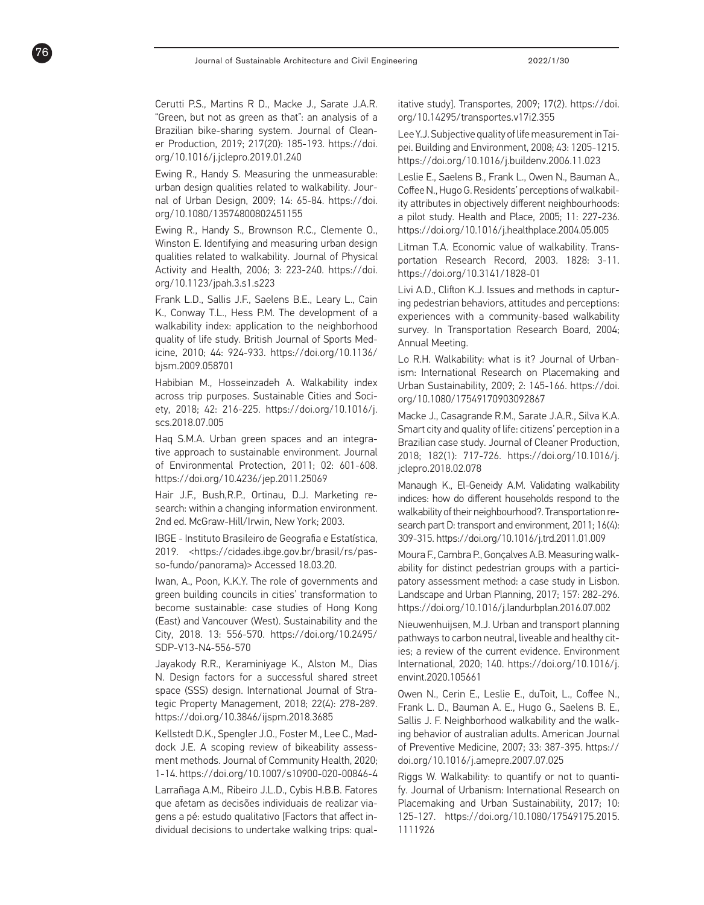Cerutti P.S., Martins R D., Macke J., Sarate J.A.R. "Green, but not as green as that": an analysis of a Brazilian bike-sharing system. Journal of Cleaner Production, 2019; 217(20): 185-193. https://doi.org/10.1016/j.jclepro.2019.01.240

Ewing R., Handy S. Measuring the unmeasurable: urban design qualities related to walkability. Journal of Urban Design, 2009; 14: 65-84. https://doi.org/10.1080/13574800802451155

Ewing R., Handy S., Brownson R.C., Clemente O., Winston E. Identifying and measuring urban design qualities related to walkability. Journal of Physical Activity and Health, 2006; 3: 223-240. https://doi.org/10.1123/jpah.3.s1.s223

Frank L.D., Sallis J.F., Saelens B.E., Leary L., Cain K., Conway T.L., Hess P.M. The development of a walkability index: application to the neighborhood quality of life study. British Journal of Sports Medicine, 2010; 44: 924-933. https://doi.org/10.1136/bjsm.2009.058701

Habibian M., Hosseinzadeh A. Walkability index across trip purposes. Sustainable Cities and Society, 2018; 42: 216-225. https://doi.org/10.1016/j.scs.2018.07.005

Haq S.M.A. Urban green spaces and an integrative approach to sustainable environment. Journal of Environmental Protection, 2011; 02: 601-608. https://doi.org/10.4236/jep.2011.25069

Hair J.F., Bush,R.P., Ortinau, D.J. Marketing research: within a changing information environment. 2nd ed. McGraw-Hill/Irwin, New York; 2003.

IBGE - Instituto Brasileiro de Geografia e Estatística, 2019. <https://cidades.ibge.gov.br/brasil/rs/passo-fundo/panorama)> Accessed 18.03.20.

Iwan, A., Poon, K.K.Y. The role of governments and green building councils in cities' transformation to become sustainable: case studies of Hong Kong (East) and Vancouver (West). Sustainability and the City, 2018. 13: 556-570. https://doi.org/10.2495/SDP-V13-N4-556-570

Jayakody R.R., Keraminiyage K., Alston M., Dias N. Design factors for a successful shared street space (SSS) design. International Journal of Strategic Property Management, 2018; 22(4): 278-289. https://doi.org/10.3846/ijspm.2018.3685

Kellstedt D.K., Spengler J.O., Foster M., Lee C., Maddock J.E. A scoping review of bikeability assessment methods. Journal of Community Health, 2020; 1-14. https://doi.org/10.1007/s10900-020-00846-4

Larrañaga A.M., Ribeiro J.L.D., Cybis H.B.B. Fatores que afetam as decisões individuais de realizar viagens a pé: estudo qualitativo [Factors that affect individual decisions to undertake walking trips: qualitative study]. Transportes, 2009; 17(2). https://doi.org/10.14295/transportes.v17i2.355

Lee Y.J. Subjective quality of life measurement in Taipei. Building and Environment, 2008; 43: 1205-1215. https://doi.org/10.1016/j.buildenv.2006.11.023

Leslie E., Saelens B., Frank L., Owen N., Bauman A., Coffee N., Hugo G. Residents' perceptions of walkability attributes in objectively different neighbourhoods: a pilot study. Health and Place, 2005; 11: 227-236. https://doi.org/10.1016/j.healthplace.2004.05.005

Litman T.A. Economic value of walkability. Transportation Research Record, 2003. 1828: 3-11. https://doi.org/10.3141/1828-01

Livi A.D., Clifton K.J. Issues and methods in capturing pedestrian behaviors, attitudes and perceptions: experiences with a community-based walkability survey. In Transportation Research Board, 2004; Annual Meeting.

Lo R.H. Walkability: what is it? Journal of Urbanism: International Research on Placemaking and Urban Sustainability, 2009; 2: 145-166. https://doi.org/10.1080/17549170903092867

Macke J., Casagrande R.M., Sarate J.A.R., Silva K.A. Smart city and quality of life: citizens' perception in a Brazilian case study. Journal of Cleaner Production, 2018; 182(1): 717-726. https://doi.org/10.1016/j.jclepro.2018.02.078

Manaugh K., El-Geneidy A.M. Validating walkability indices: how do different households respond to the walkability of their neighbourhood?. Transportation research part D: transport and environment, 2011; 16(4): 309-315. https://doi.org/10.1016/j.trd.2011.01.009

Moura F., Cambra P., Gonçalves A.B. Measuring walkability for distinct pedestrian groups with a participatory assessment method: a case study in Lisbon. Landscape and Urban Planning, 2017; 157: 282-296. https://doi.org/10.1016/j.landurbplan.2016.07.002

Nieuwenhuijsen, M.J. Urban and transport planning pathways to carbon neutral, liveable and healthy cities; a review of the current evidence. Environment International, 2020; 140. https://doi.org/10.1016/j.envint.2020.105661

Owen N., Cerin E., Leslie E., duToit, L., Coffee N., Frank L. D., Bauman A. E., Hugo G., Saelens B. E., Sallis J. F. Neighborhood walkability and the walking behavior of australian adults. American Journal of Preventive Medicine, 2007; 33: 387-395. https://doi.org/10.1016/j.amepre.2007.07.025

Riggs W. Walkability: to quantify or not to quantify. Journal of Urbanism: International Research on Placemaking and Urban Sustainability, 2017; 10: 125-127. https://doi.org/10.1080/17549175.2015.1111926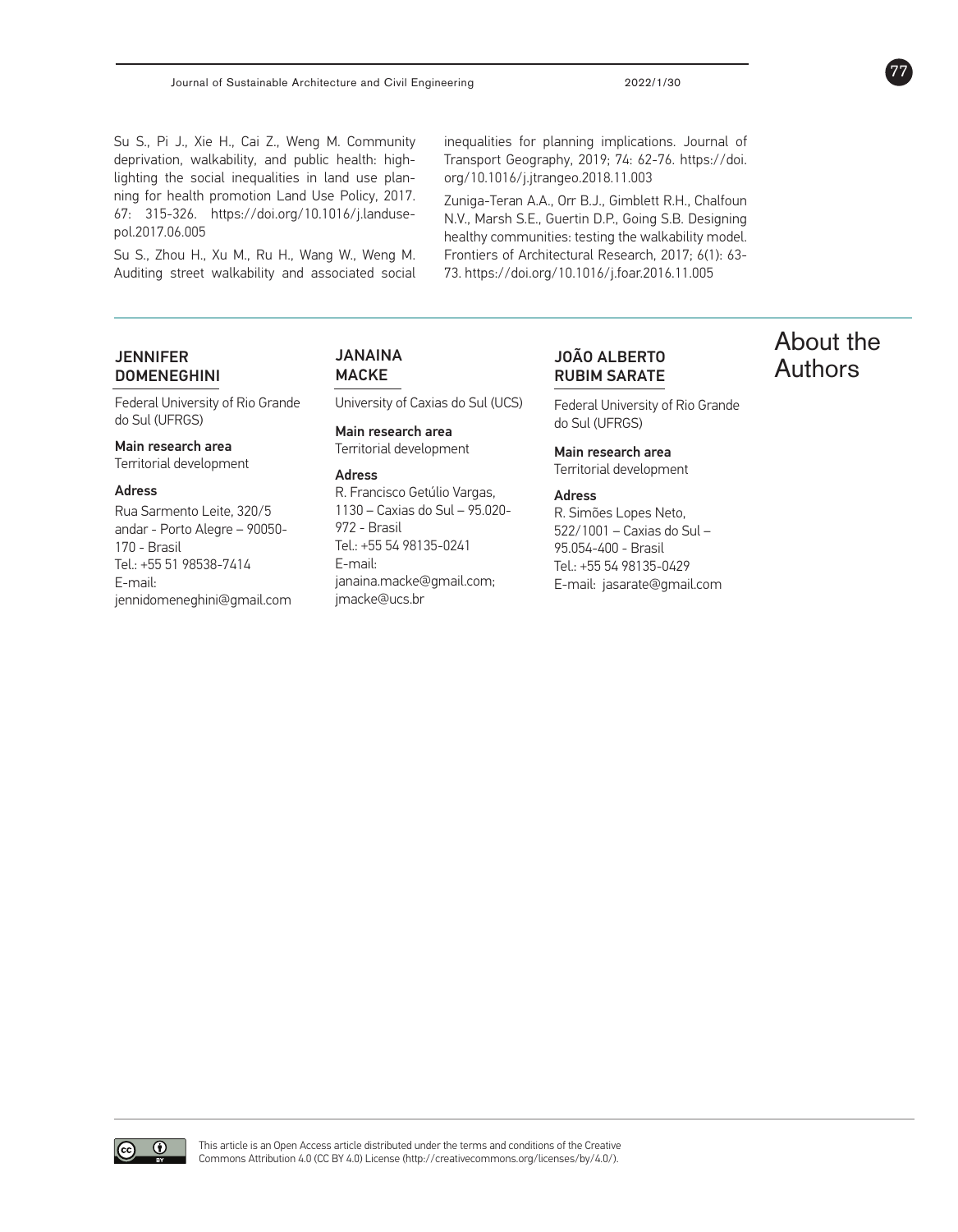Su S., Pi J., Xie H., Cai Z., Weng M. Community deprivation, walkability, and public health: highlighting the social inequalities in land use planning for health promotion Land Use Policy, 2017. 67: 315-326. https://doi.org/10.1016/j.landusepol.2017.06.005

Su S., Zhou H., Xu M., Ru H., Wang W., Weng M. Auditing street walkability and associated social inequalities for planning implications. Journal of Transport Geography, 2019; 74: 62-76. https://doi.org/10.1016/j.jtrangeo.2018.11.003

Zuniga-Teran A.A., Orr B.J., Gimblett R.H., Chalfoun N.V., Marsh S.E., Guertin D.P., Going S.B. Designing healthy communities: testing the walkability model. Frontiers of Architectural Research, 2017; 6(1): 63-73. https://doi.org/10.1016/j.foar.2016.11.005

# About the Authors

### JENNIFER DOMENEGHINI

Federal University of Rio Grande do Sul (UFRGS)

**Main research area**
Territorial development

**Adress**
Rua Sarmento Leite, 320/5 andar - Porto Alegre – 90050-170 - Brasil
Tel.: +55 51 98538-7414
E-mail:
jennidomeneghini@gmail.com

### JANAINA MACKE

University of Caxias do Sul (UCS)

**Main research area**
Territorial development

**Adress**
R. Francisco Getúlio Vargas, 1130 – Caxias do Sul – 95.020-972 - Brasil
Tel.: +55 54 98135-0241
E-mail:
janaina.macke@gmail.com;
jmacke@ucs.br

### JOÃO ALBERTO RUBIM SARATE

Federal University of Rio Grande do Sul (UFRGS)

**Main research area**
Territorial development

**Adress**
R. Simões Lopes Neto, 522/1001 – Caxias do Sul – 95.054-400 - Brasil
Tel.: +55 54 98135-0429
E-mail: jasarate@gmail.com

This article is an Open Access article distributed under the terms and conditions of the Creative Commons Attribution 4.0 (CC BY 4.0) License (http://creativecommons.org/licenses/by/4.0/).